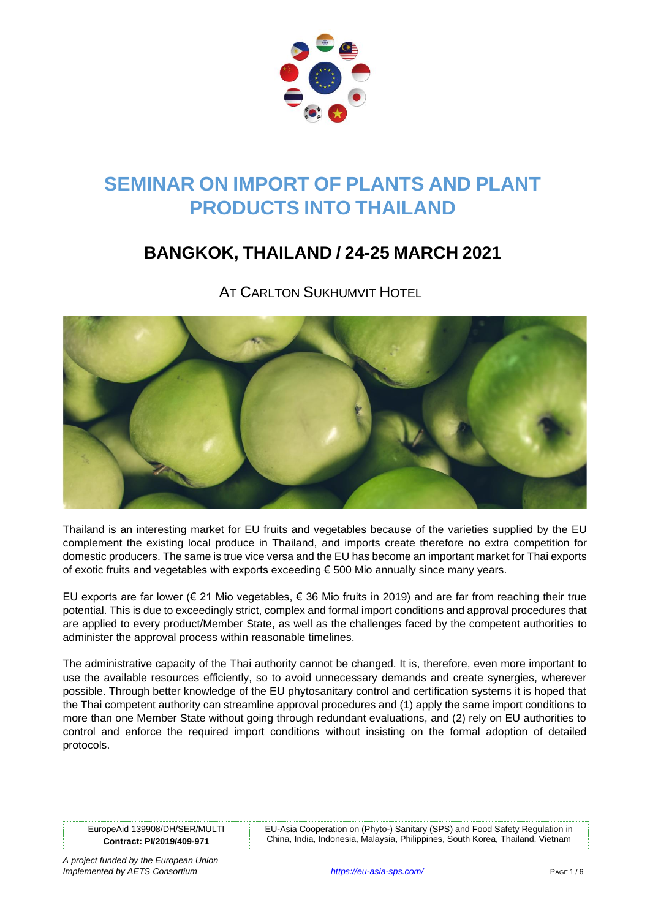# SEMINAR ON IMPORT OF PLANTS AND PLANT PRODUCTS INTO THAILAND

## BANGKOK, THAILAND / 24-25 MARCH 2021

AT CARLTON SUKHUMVIT HOTEL

Thailand is an interesting market for EU fruits and vegetables because of the varieties supplied by the EU complement the existing local produce in Thailand, and imports create therefore no extra competition for domestic producers. The same is true vice versa and the EU has become an important market for Thai exports of exotic fruits and vegetables with exports exceeding € 500 Mio annually since many years.

EU exports are far lower (€ 21 Mio vegetables, € 36 Mio fruits in 2019) and are far from reaching their true potential. This is due to exceedingly strict, complex and formal import conditions and approval procedures that are applied to every product/Member State, as well as the challenges faced by the competent authorities to administer the approval process within reasonable timelines.

The administrative capacity of the Thai authority cannot be changed. It is, therefore, even more important to use the available resources efficiently, so to avoid unnecessary demands and create synergies, wherever possible. Through better knowledge of the EU phytosanitary control and certification systems it is hoped that the Thai competent authority can streamline approval procedures and (1) apply the same import conditions to more than one Member State without going through redundant evaluations, and (2) rely on EU authorities to control and enforce the required import conditions without insisting on the formal adoption of detailed protocols.

| EuropeAid 139908/DH/SER/MULTI **Contract: PI/2019/409-971** | EU-Asia Cooperation on (Phyto-) Sanitary (SPS) and Food Safety Regulation in China, India, Indonesia, Malaysia, Philippines, South Korea, Thailand, Vietnam |
|---|---|

*A project funded by the European Union*
*Implemented by AETS Consortium*

https://eu-asia-sps.com/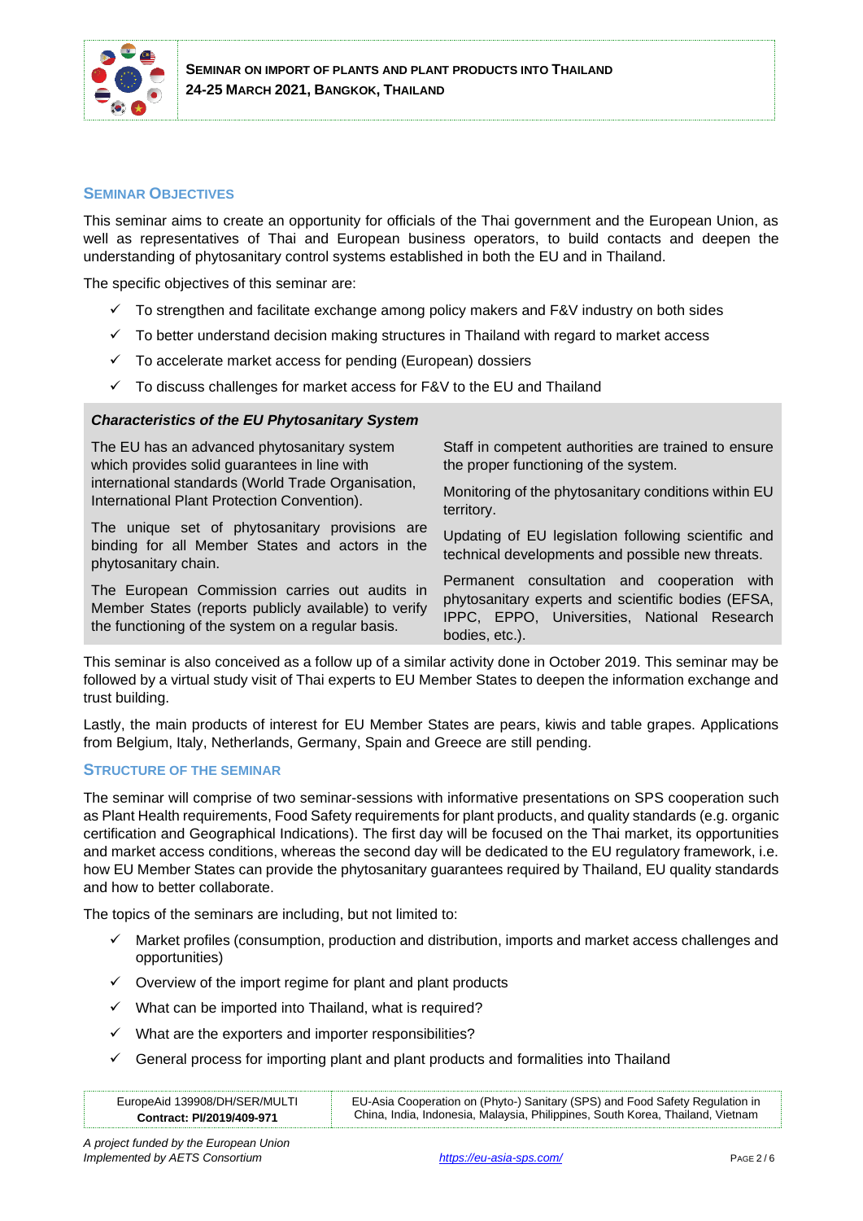## Seminar Objectives

This seminar aims to create an opportunity for officials of the Thai government and the European Union, as well as representatives of Thai and European business operators, to build contacts and deepen the understanding of phytosanitary control systems established in both the EU and in Thailand.

The specific objectives of this seminar are:

- ✓ To strengthen and facilitate exchange among policy makers and F&V industry on both sides
- ✓ To better understand decision making structures in Thailand with regard to market access
- ✓ To accelerate market access for pending (European) dossiers
- ✓ To discuss challenges for market access for F&V to the EU and Thailand

***Characteristics of the EU Phytosanitary System***

The EU has an advanced phytosanitary system which provides solid guarantees in line with international standards (World Trade Organisation, International Plant Protection Convention).

The unique set of phytosanitary provisions are binding for all Member States and actors in the phytosanitary chain.

The European Commission carries out audits in Member States (reports publicly available) to verify the functioning of the system on a regular basis.

Staff in competent authorities are trained to ensure the proper functioning of the system.

Monitoring of the phytosanitary conditions within EU territory.

Updating of EU legislation following scientific and technical developments and possible new threats.

Permanent consultation and cooperation with phytosanitary experts and scientific bodies (EFSA, IPPC, EPPO, Universities, National Research bodies, etc.).

This seminar is also conceived as a follow up of a similar activity done in October 2019. This seminar may be followed by a virtual study visit of Thai experts to EU Member States to deepen the information exchange and trust building.

Lastly, the main products of interest for EU Member States are pears, kiwis and table grapes. Applications from Belgium, Italy, Netherlands, Germany, Spain and Greece are still pending.

## Structure of the Seminar

The seminar will comprise of two seminar-sessions with informative presentations on SPS cooperation such as Plant Health requirements, Food Safety requirements for plant products, and quality standards (e.g. organic certification and Geographical Indications). The first day will be focused on the Thai market, its opportunities and market access conditions, whereas the second day will be dedicated to the EU regulatory framework, i.e. how EU Member States can provide the phytosanitary guarantees required by Thailand, EU quality standards and how to better collaborate.

The topics of the seminars are including, but not limited to:

- ✓ Market profiles (consumption, production and distribution, imports and market access challenges and opportunities)
- ✓ Overview of the import regime for plant and plant products
- ✓ What can be imported into Thailand, what is required?
- ✓ What are the exporters and importer responsibilities?
- ✓ General process for importing plant and plant products and formalities into Thailand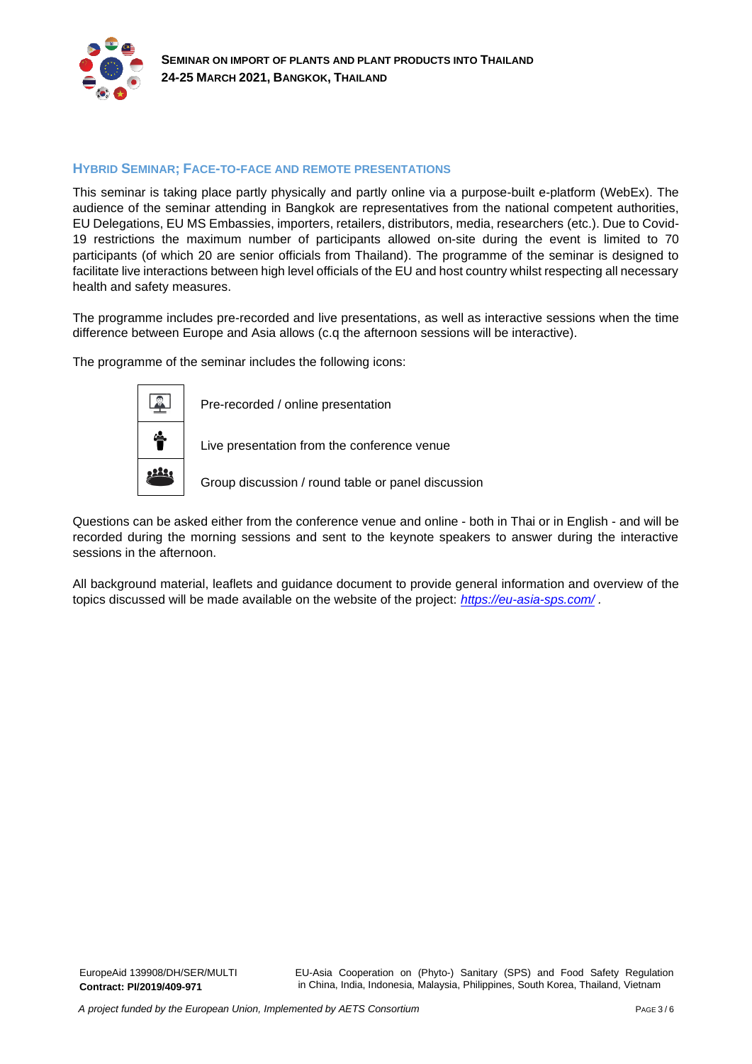## Hybrid Seminar; Face-to-face and remote presentations

This seminar is taking place partly physically and partly online via a purpose-built e-platform (WebEx). The audience of the seminar attending in Bangkok are representatives from the national competent authorities, EU Delegations, EU MS Embassies, importers, retailers, distributors, media, researchers (etc.). Due to Covid-19 restrictions the maximum number of participants allowed on-site during the event is limited to 70 participants (of which 20 are senior officials from Thailand). The programme of the seminar is designed to facilitate live interactions between high level officials of the EU and host country whilst respecting all necessary health and safety measures.

The programme includes pre-recorded and live presentations, as well as interactive sessions when the time difference between Europe and Asia allows (c.q the afternoon sessions will be interactive).

The programme of the seminar includes the following icons:

| | |
|---|---|
| | Pre-recorded / online presentation |
| | Live presentation from the conference venue |
| | Group discussion / round table or panel discussion |

Questions can be asked either from the conference venue and online - both in Thai or in English - and will be recorded during the morning sessions and sent to the keynote speakers to answer during the interactive sessions in the afternoon.

All background material, leaflets and guidance document to provide general information and overview of the topics discussed will be made available on the website of the project: *https://eu-asia-sps.com/* .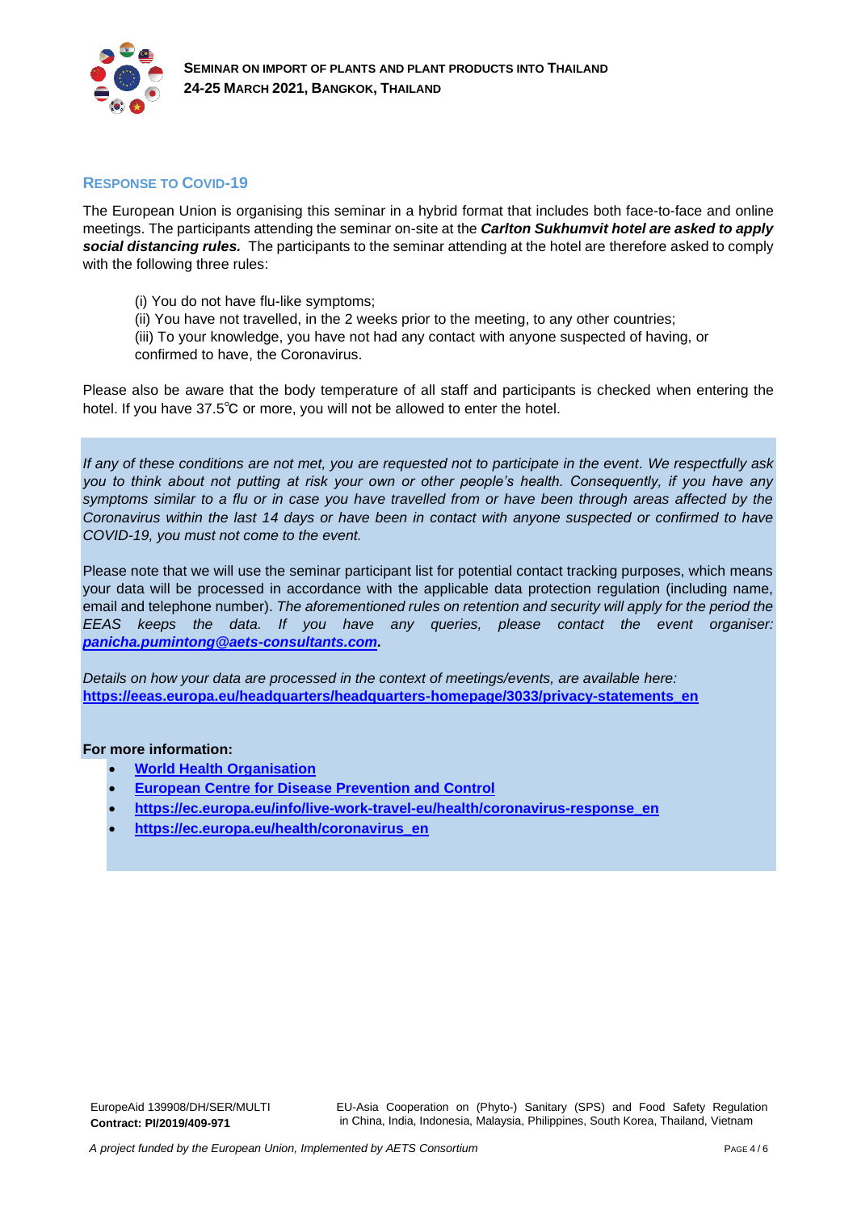## RESPONSE TO COVID-19

The European Union is organising this seminar in a hybrid format that includes both face-to-face and online meetings. The participants attending the seminar on-site at the ***Carlton Sukhumvit hotel are asked to apply social distancing rules.*** The participants to the seminar attending at the hotel are therefore asked to comply with the following three rules:

(i) You do not have flu-like symptoms;
(ii) You have not travelled, in the 2 weeks prior to the meeting, to any other countries;
(iii) To your knowledge, you have not had any contact with anyone suspected of having, or confirmed to have, the Coronavirus.

Please also be aware that the body temperature of all staff and participants is checked when entering the hotel. If you have 37.5℃ or more, you will not be allowed to enter the hotel.

*If any of these conditions are not met, you are requested not to participate in the event. We respectfully ask you to think about not putting at risk your own or other people's health. Consequently, if you have any symptoms similar to a flu or in case you have travelled from or have been through areas affected by the Coronavirus within the last 14 days or have been in contact with anyone suspected or confirmed to have COVID-19, you must not come to the event.*

Please note that we will use the seminar participant list for potential contact tracking purposes, which means your data will be processed in accordance with the applicable data protection regulation (including name, email and telephone number). *The aforementioned rules on retention and security will apply for the period the EEAS keeps the data. If you have any queries, please contact the event organiser:* ***panicha.pumintong@aets-consultants.com.***

*Details on how your data are processed in the context of meetings/events, are available here:*
**https://eeas.europa.eu/headquarters/headquarters-homepage/3033/privacy-statements_en**

**For more information:**

- **World Health Organisation**
- **European Centre for Disease Prevention and Control**
- **https://ec.europa.eu/info/live-work-travel-eu/health/coronavirus-response_en**
- **https://ec.europa.eu/health/coronavirus_en**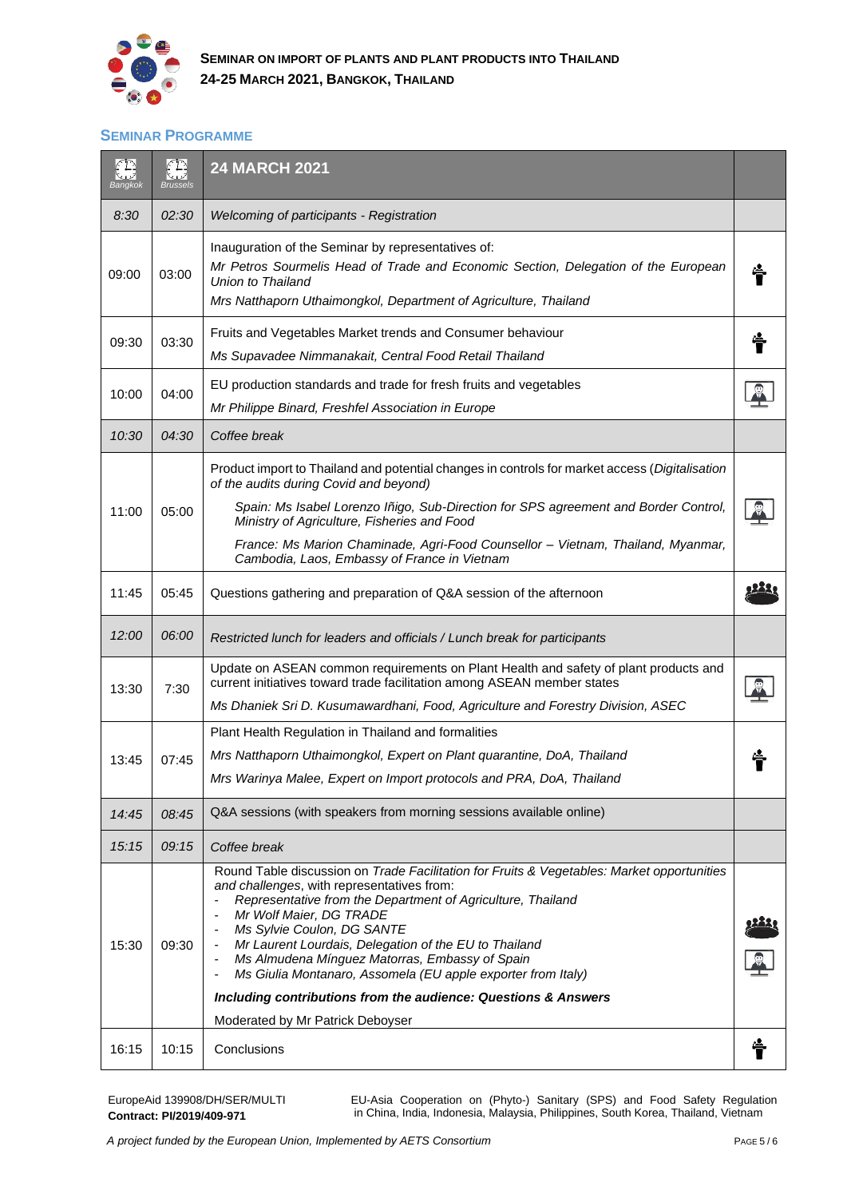**SEMINAR ON IMPORT OF PLANTS AND PLANT PRODUCTS INTO THAILAND**
**24-25 MARCH 2021, BANGKOK, THAILAND**

## SEMINAR PROGRAMME

| Bangkok | Brussels | 24 MARCH 2021 | |
|---|---|---|---|
| *8:30* | *02:30* | *Welcoming of participants - Registration* | |
| 09:00 | 03:00 | Inauguration of the Seminar by representatives of:<br>*Mr Petros Sourmelis Head of Trade and Economic Section, Delegation of the European Union to Thailand*<br>*Mrs Natthaporn Uthaimongkol, Department of Agriculture, Thailand* | |
| 09:30 | 03:30 | Fruits and Vegetables Market trends and Consumer behaviour<br>*Ms Supavadee Nimmanakait, Central Food Retail Thailand* | |
| 10:00 | 04:00 | EU production standards and trade for fresh fruits and vegetables<br>*Mr Philippe Binard, Freshfel Association in Europe* | |
| *10:30* | *04:30* | *Coffee break* | |
| 11:00 | 05:00 | Product import to Thailand and potential changes in controls for market access (*Digitalisation of the audits during Covid and beyond)*<br>*Spain: Ms Isabel Lorenzo Iñigo, Sub-Direction for SPS agreement and Border Control, Ministry of Agriculture, Fisheries and Food*<br>*France: Ms Marion Chaminade, Agri-Food Counsellor – Vietnam, Thailand, Myanmar, Cambodia, Laos, Embassy of France in Vietnam* | |
| 11:45 | 05:45 | Questions gathering and preparation of Q&A session of the afternoon | |
| *12:00* | *06:00* | *Restricted lunch for leaders and officials / Lunch break for participants* | |
| 13:30 | 7:30 | Update on ASEAN common requirements on Plant Health and safety of plant products and current initiatives toward trade facilitation among ASEAN member states<br>*Ms Dhaniek Sri D. Kusumawardhani, Food, Agriculture and Forestry Division, ASEC* | |
| 13:45 | 07:45 | Plant Health Regulation in Thailand and formalities<br>*Mrs Natthaporn Uthaimongkol, Expert on Plant quarantine, DoA, Thailand*<br>*Mrs Warinya Malee, Expert on Import protocols and PRA, DoA, Thailand* | |
| *14:45* | *08:45* | Q&A sessions (with speakers from morning sessions available online) | |
| *15:15* | *09:15* | *Coffee break* | |
| 15:30 | 09:30 | Round Table discussion on *Trade Facilitation for Fruits & Vegetables: Market opportunities and challenges*, with representatives from:<br>- *Representative from the Department of Agriculture, Thailand*<br>- *Mr Wolf Maier, DG TRADE*<br>- *Ms Sylvie Coulon, DG SANTE*<br>- *Mr Laurent Lourdais, Delegation of the EU to Thailand*<br>- *Ms Almudena Mínguez Matorras, Embassy of Spain*<br>- *Ms Giulia Montanaro, Assomela (EU apple exporter from Italy)*<br>***Including contributions from the audience: Questions & Answers***<br>Moderated by Mr Patrick Deboyser | |
| 16:15 | 10:15 | Conclusions | |

EuropeAid 139908/DH/SER/MULTI
**Contract: PI/2019/409-971**

EU-Asia Cooperation on (Phyto-) Sanitary (SPS) and Food Safety Regulation in China, India, Indonesia, Malaysia, Philippines, South Korea, Thailand, Vietnam

*A project funded by the European Union, Implemented by AETS Consortium*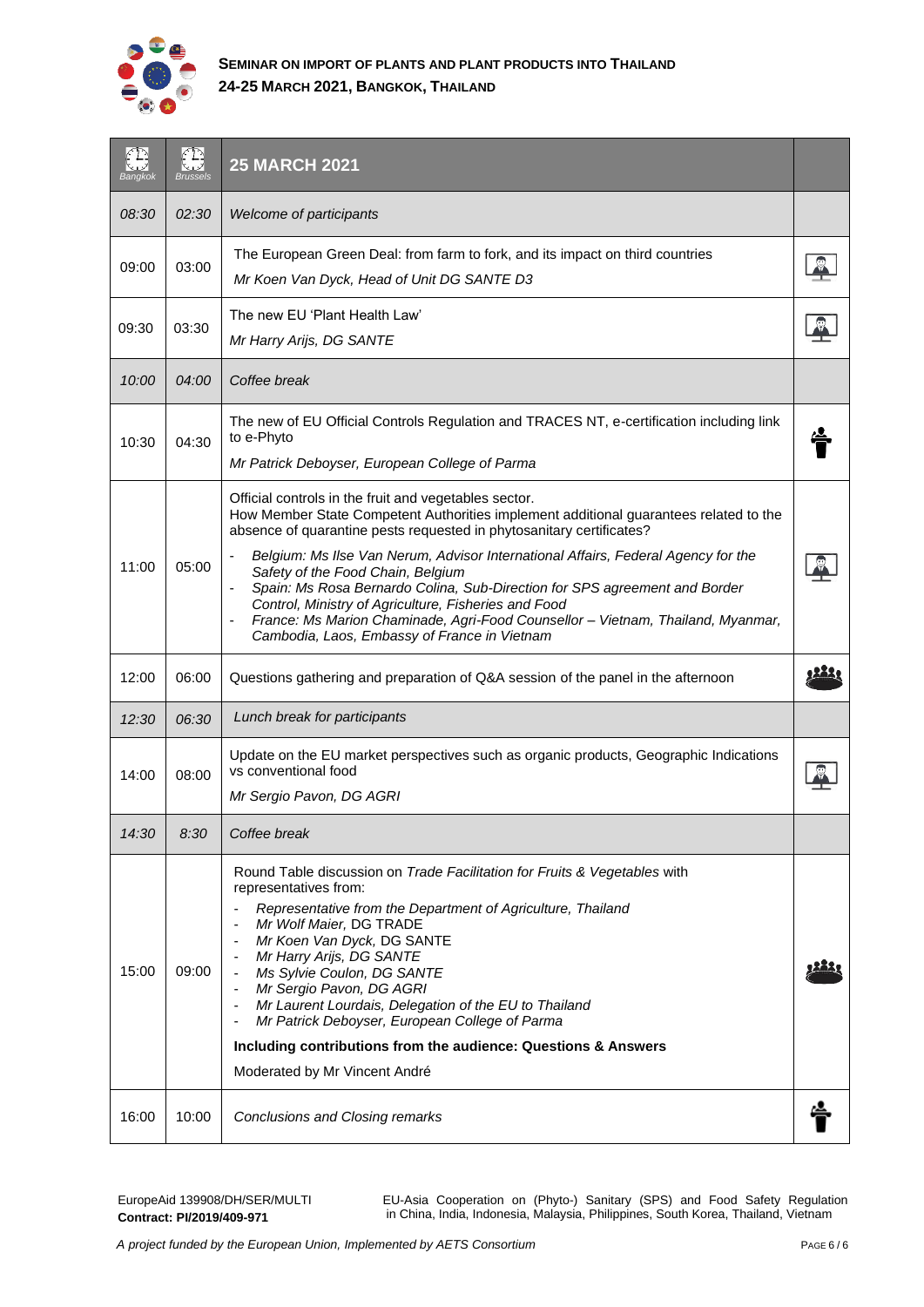**SEMINAR ON IMPORT OF PLANTS AND PLANT PRODUCTS INTO THAILAND**
**24-25 MARCH 2021, BANGKOK, THAILAND**

| *Bangkok* | *Brussels* | **25 MARCH 2021** | |
|---|---|---|---|
| *08:30* | *02:30* | *Welcome of participants* | |
| 09:00 | 03:00 | The European Green Deal: from farm to fork, and its impact on third countries<br>*Mr Koen Van Dyck, Head of Unit DG SANTE D3* | |
| 09:30 | 03:30 | The new EU 'Plant Health Law'<br>*Mr Harry Arijs, DG SANTE* | |
| *10:00* | *04:00* | *Coffee break* | |
| 10:30 | 04:30 | The new of EU Official Controls Regulation and TRACES NT, e-certification including link to e-Phyto<br>*Mr Patrick Deboyser, European College of Parma* | |
| 11:00 | 05:00 | Official controls in the fruit and vegetables sector.<br>How Member State Competent Authorities implement additional guarantees related to the absence of quarantine pests requested in phytosanitary certificates?<br>- *Belgium: Ms Ilse Van Nerum, Advisor International Affairs, Federal Agency for the Safety of the Food Chain, Belgium*<br>- *Spain: Ms Rosa Bernardo Colina, Sub-Direction for SPS agreement and Border Control, Ministry of Agriculture, Fisheries and Food*<br>- *France: Ms Marion Chaminade, Agri-Food Counsellor – Vietnam, Thailand, Myanmar, Cambodia, Laos, Embassy of France in Vietnam* | |
| 12:00 | 06:00 | Questions gathering and preparation of Q&A session of the panel in the afternoon | |
| *12:30* | *06:30* | *Lunch break for participants* | |
| 14:00 | 08:00 | Update on the EU market perspectives such as organic products, Geographic Indications vs conventional food<br>*Mr Sergio Pavon, DG AGRI* | |
| *14:30* | *8:30* | *Coffee break* | |
| 15:00 | 09:00 | Round Table discussion on *Trade Facilitation for Fruits & Vegetables* with representatives from:<br>- *Representative from the Department of Agriculture, Thailand*<br>- *Mr Wolf Maier,* DG TRADE<br>- *Mr Koen Van Dyck,* DG SANTE<br>- *Mr Harry Arijs, DG SANTE*<br>- *Ms Sylvie Coulon, DG SANTE*<br>- *Mr Sergio Pavon, DG AGRI*<br>- *Mr Laurent Lourdais, Delegation of the EU to Thailand*<br>- *Mr Patrick Deboyser, European College of Parma*<br>**Including contributions from the audience: Questions & Answers**<br>Moderated by Mr Vincent André | |
| 16:00 | 10:00 | *Conclusions and Closing remarks* | |

EuropeAid 139908/DH/SER/MULTI
**Contract: PI/2019/409-971**

EU-Asia Cooperation on (Phyto-) Sanitary (SPS) and Food Safety Regulation in China, India, Indonesia, Malaysia, Philippines, South Korea, Thailand, Vietnam

*A project funded by the European Union, Implemented by AETS Consortium*